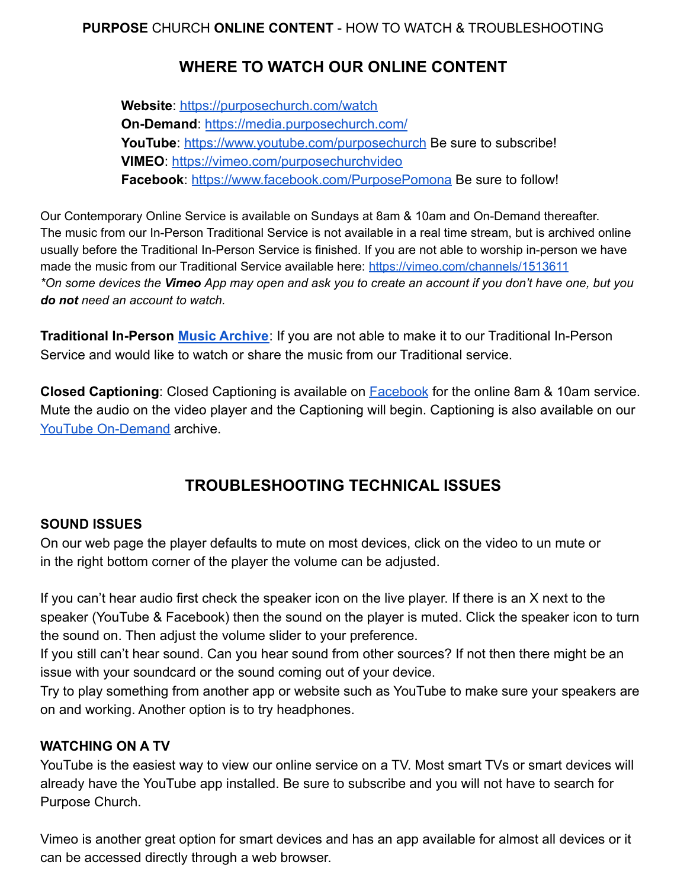**PURPOSE** CHURCH **ONLINE CONTENT** - HOW TO WATCH & TROUBLESHOOTING

## WHERE TO WATCH OUR ONLINE CONTENT

**Website**: https://purposechurch.com/watch
**On-Demand**: https://media.purposechurch.com/
**YouTube**: https://www.youtube.com/purposechurch Be sure to subscribe!
**VIMEO**: https://vimeo.com/purposechurchvideo
**Facebook**: https://www.facebook.com/PurposePomona Be sure to follow!

Our Contemporary Online Service is available on Sundays at 8am & 10am and On-Demand thereafter. The music from our In-Person Traditional Service is not available in a real time stream, but is archived online usually before the Traditional In-Person Service is finished. If you are not able to worship in-person we have made the music from our Traditional Service available here: https://vimeo.com/channels/1513611
**On some devices the* ***Vimeo*** *App may open and ask you to create an account if you don't have one, but you* ***do not*** *need an account to watch.*

**Traditional In-Person Music Archive**: If you are not able to make it to our Traditional In-Person Service and would like to watch or share the music from our Traditional service.

**Closed Captioning**: Closed Captioning is available on Facebook for the online 8am & 10am service. Mute the audio on the video player and the Captioning will begin. Captioning is also available on our YouTube On-Demand archive.

## TROUBLESHOOTING TECHNICAL ISSUES

### SOUND ISSUES

On our web page the player defaults to mute on most devices, click on the video to un mute or in the right bottom corner of the player the volume can be adjusted.

If you can't hear audio first check the speaker icon on the live player. If there is an X next to the speaker (YouTube & Facebook) then the sound on the player is muted. Click the speaker icon to turn the sound on. Then adjust the volume slider to your preference.
If you still can't hear sound. Can you hear sound from other sources? If not then there might be an issue with your soundcard or the sound coming out of your device.
Try to play something from another app or website such as YouTube to make sure your speakers are on and working. Another option is to try headphones.

### WATCHING ON A TV

YouTube is the easiest way to view our online service on a TV. Most smart TVs or smart devices will already have the YouTube app installed. Be sure to subscribe and you will not have to search for Purpose Church.

Vimeo is another great option for smart devices and has an app available for almost all devices or it can be accessed directly through a web browser.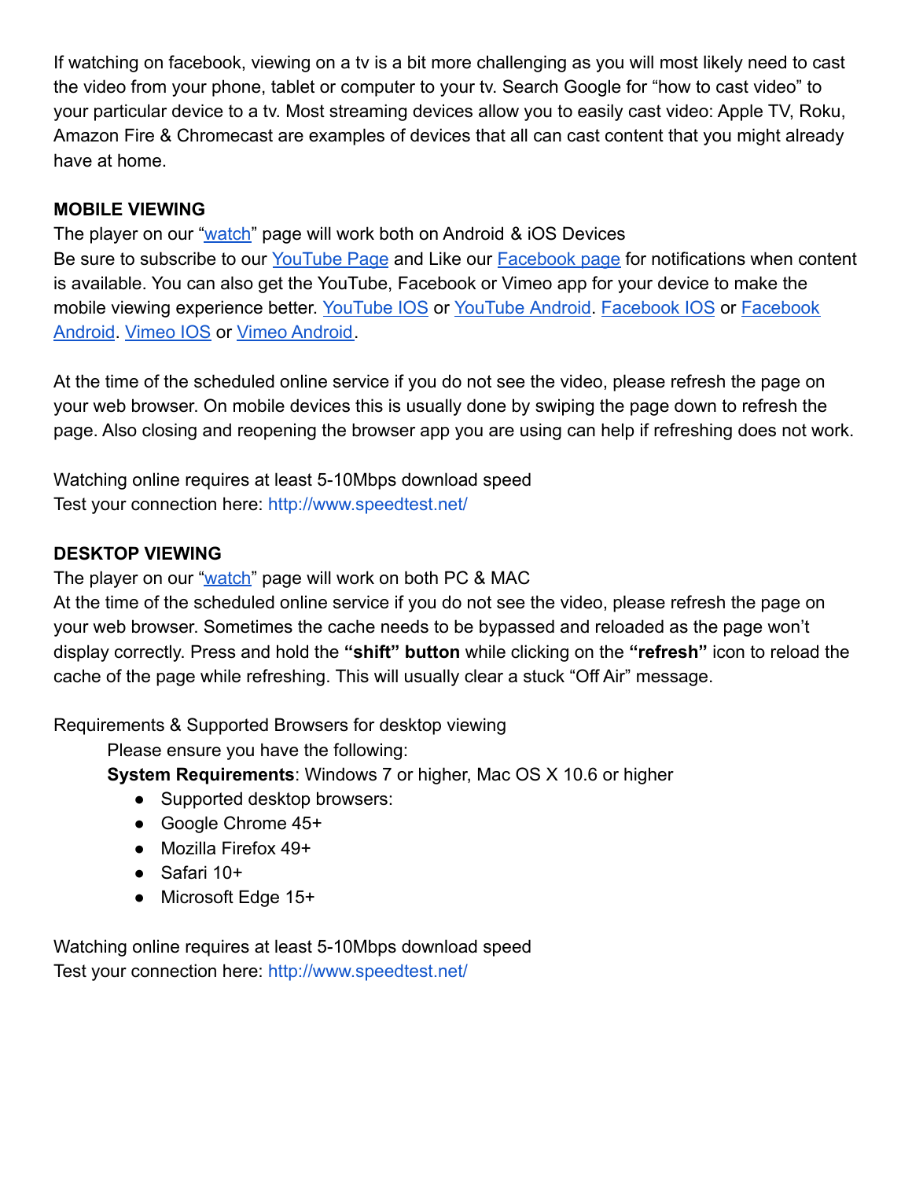If watching on facebook, viewing on a tv is a bit more challenging as you will most likely need to cast the video from your phone, tablet or computer to your tv. Search Google for "how to cast video" to your particular device to a tv. Most streaming devices allow you to easily cast video: Apple TV, Roku, Amazon Fire & Chromecast are examples of devices that all can cast content that you might already have at home.

**MOBILE VIEWING**

The player on our "watch" page will work both on Android & iOS Devices

Be sure to subscribe to our YouTube Page and Like our Facebook page for notifications when content is available. You can also get the YouTube, Facebook or Vimeo app for your device to make the mobile viewing experience better. YouTube IOS or YouTube Android. Facebook IOS or Facebook Android. Vimeo IOS or Vimeo Android.

At the time of the scheduled online service if you do not see the video, please refresh the page on your web browser. On mobile devices this is usually done by swiping the page down to refresh the page. Also closing and reopening the browser app you are using can help if refreshing does not work.

Watching online requires at least 5-10Mbps download speed

Test your connection here: http://www.speedtest.net/

**DESKTOP VIEWING**

The player on our "watch" page will work on both PC & MAC

At the time of the scheduled online service if you do not see the video, please refresh the page on your web browser. Sometimes the cache needs to be bypassed and reloaded as the page won't display correctly. Press and hold the **"shift" button** while clicking on the **"refresh"** icon to reload the cache of the page while refreshing. This will usually clear a stuck "Off Air" message.

Requirements & Supported Browsers for desktop viewing

Please ensure you have the following:

**System Requirements**: Windows 7 or higher, Mac OS X 10.6 or higher

- Supported desktop browsers:
- Google Chrome 45+
- Mozilla Firefox 49+
- Safari 10+
- Microsoft Edge 15+

Watching online requires at least 5-10Mbps download speed

Test your connection here: http://www.speedtest.net/